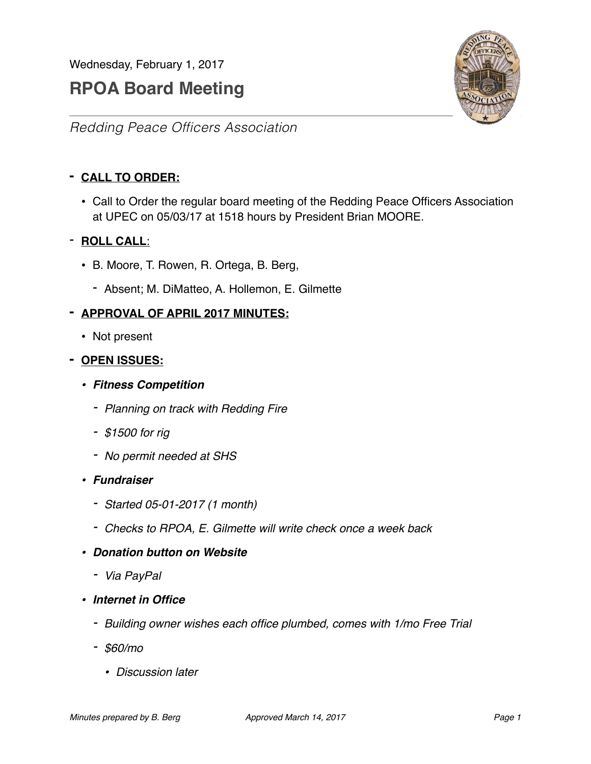Wednesday, February 1, 2017

# RPOA Board Meeting

*Redding Peace Officers Association*

- **CALL TO ORDER:**
  - Call to Order the regular board meeting of the Redding Peace Officers Association at UPEC on 05/03/17 at 1518 hours by President Brian MOORE.
- **ROLL CALL**:
  - B. Moore, T. Rowen, R. Ortega, B. Berg,
    - Absent; M. DiMatteo, A. Hollemon, E. Gilmette
- **APPROVAL OF APRIL 2017 MINUTES:**
  - Not present
- **OPEN ISSUES:**
  - ***Fitness Competition***
    - *Planning on track with Redding Fire*
    - *$1500 for rig*
    - *No permit needed at SHS*
  - ***Fundraiser***
    - *Started 05-01-2017 (1 month)*
    - *Checks to RPOA, E. Gilmette will write check once a week back*
  - ***Donation button on Website***
    - *Via PayPal*
  - ***Internet in Office***
    - *Building owner wishes each office plumbed, comes with 1/mo Free Trial*
    - *$60/mo*
      - *Discussion later*

*Minutes prepared by B. Berg* *Approved March 14, 2017*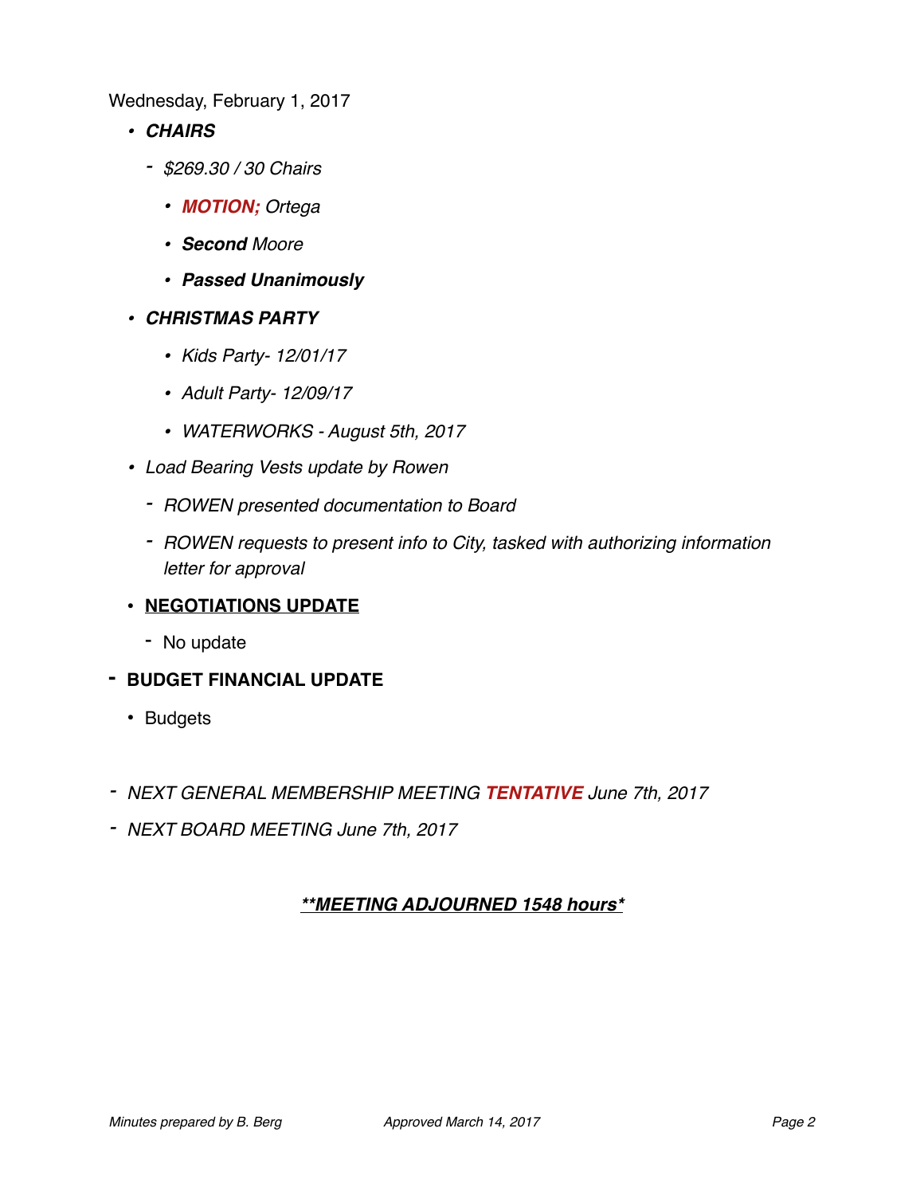Wednesday, February 1, 2017

- ***CHAIRS***
  - *$269.30 / 30 Chairs*
    - ***MOTION;*** *Ortega*
    - ***Second*** *Moore*
    - ***Passed Unanimously***
- ***CHRISTMAS PARTY***
  - *Kids Party- 12/01/17*
  - *Adult Party- 12/09/17*
  - *WATERWORKS - August 5th, 2017*
- *Load Bearing Vests update by Rowen*
  - *ROWEN presented documentation to Board*
  - *ROWEN requests to present info to City, tasked with authorizing information letter for approval*
- **NEGOTIATIONS UPDATE**
  - No update

- **BUDGET FINANCIAL UPDATE**
  - Budgets

- *NEXT GENERAL MEMBERSHIP MEETING* ***TENTATIVE*** *June 7th, 2017*
- *NEXT BOARD MEETING June 7th, 2017*

***\*\*MEETING ADJOURNED 1548 hours\****

*Minutes prepared by B. Berg* *Approved March 14, 2017*